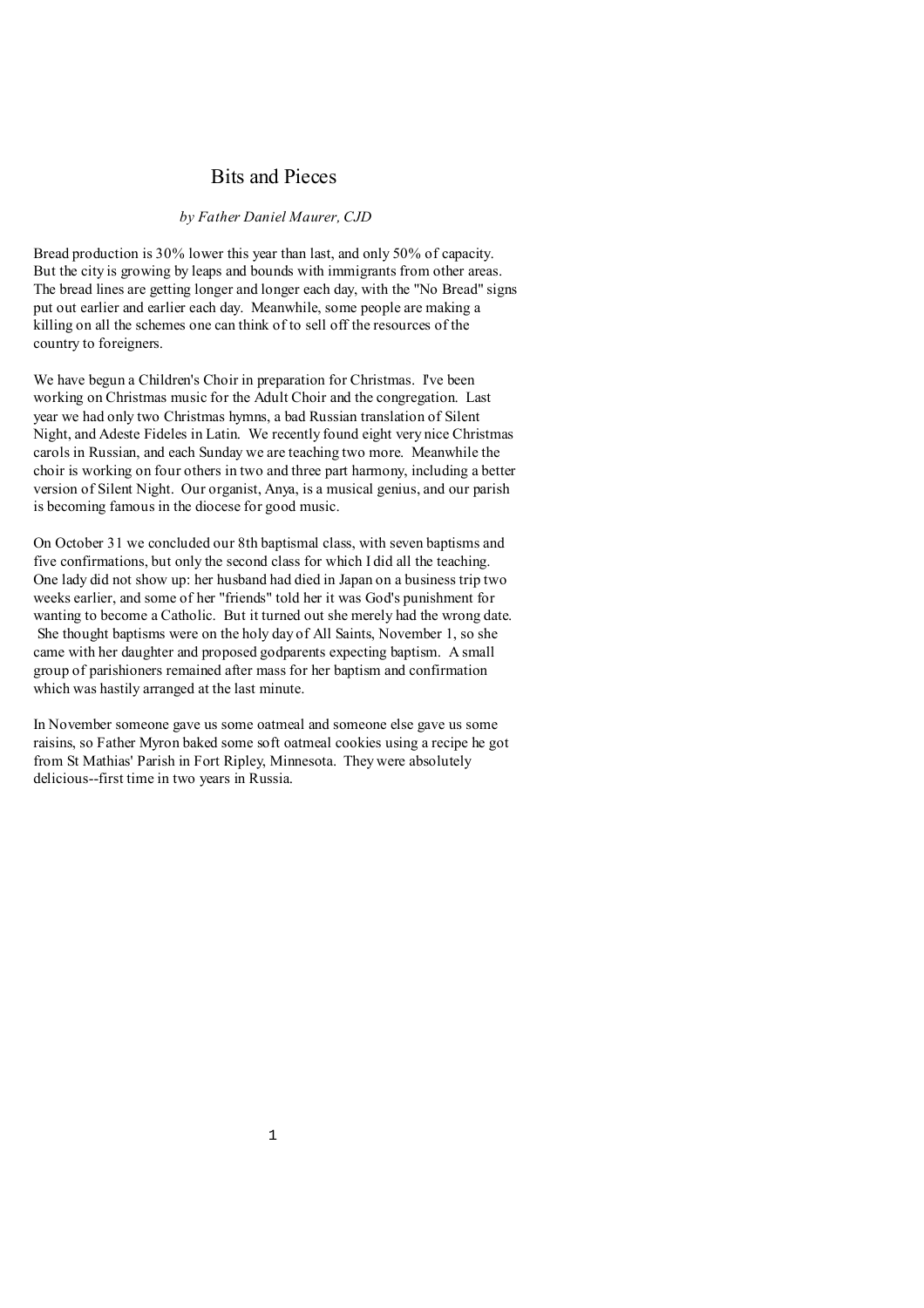# Bits and Pieces

*by Father Daniel Maurer, CJD*

Bread production is 30% lower this year than last, and only 50% of capacity. But the city is growing by leaps and bounds with immigrants from other areas. The bread lines are getting longer and longer each day, with the "No Bread" signs put out earlier and earlier each day. Meanwhile, some people are making a killing on all the schemes one can think of to sell off the resources of the country to foreigners.

We have begun a Children's Choir in preparation for Christmas. I've been working on Christmas music for the Adult Choir and the congregation. Last year we had only two Christmas hymns, a bad Russian translation of Silent Night, and Adeste Fideles in Latin. We recently found eight very nice Christmas carols in Russian, and each Sunday we are teaching two more. Meanwhile the choir is working on four others in two and three part harmony, including a better version of Silent Night. Our organist, Anya, is a musical genius, and our parish is becoming famous in the diocese for good music.

On October 31 we concluded our 8th baptismal class, with seven baptisms and five confirmations, but only the second class for which I did all the teaching. One lady did not show up: her husband had died in Japan on a business trip two weeks earlier, and some of her "friends" told her it was God's punishment for wanting to become a Catholic. But it turned out she merely had the wrong date. She thought baptisms were on the holy day of All Saints, November 1, so she came with her daughter and proposed godparents expecting baptism. A small group of parishioners remained after mass for her baptism and confirmation which was hastily arranged at the last minute.

In November someone gave us some oatmeal and someone else gave us some raisins, so Father Myron baked some soft oatmeal cookies using a recipe he got from St Mathias' Parish in Fort Ripley, Minnesota. They were absolutely delicious--first time in two years in Russia.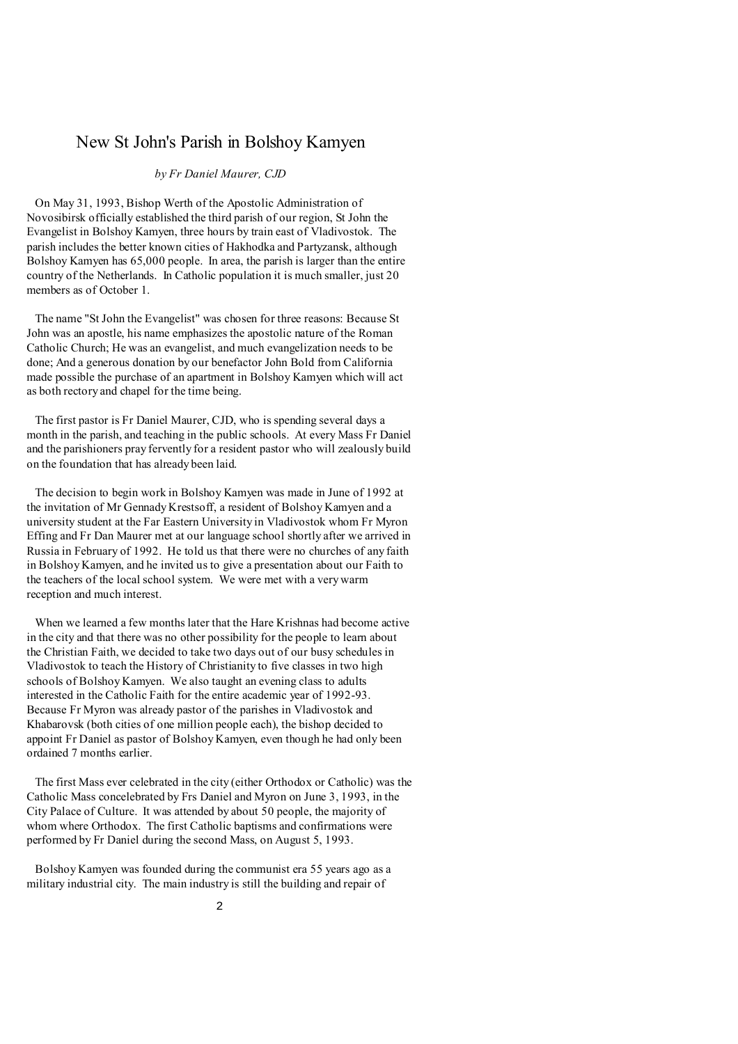# New St John's Parish in Bolshoy Kamyen

*by Fr Daniel Maurer, CJD*

On May 31, 1993, Bishop Werth of the Apostolic Administration of Novosibirsk officially established the third parish of our region, St John the Evangelist in Bolshoy Kamyen, three hours by train east of Vladivostok. The parish includes the better known cities of Hakhodka and Partyzansk, although Bolshoy Kamyen has 65,000 people. In area, the parish is larger than the entire country of the Netherlands. In Catholic population it is much smaller, just 20 members as of October 1.

The name "St John the Evangelist" was chosen for three reasons: Because St John was an apostle, his name emphasizes the apostolic nature of the Roman Catholic Church; He was an evangelist, and much evangelization needs to be done; And a generous donation by our benefactor John Bold from California made possible the purchase of an apartment in Bolshoy Kamyen which will act as both rectory and chapel for the time being.

The first pastor is Fr Daniel Maurer, CJD, who is spending several days a month in the parish, and teaching in the public schools. At every Mass Fr Daniel and the parishioners pray fervently for a resident pastor who will zealously build on the foundation that has already been laid.

The decision to begin work in Bolshoy Kamyen was made in June of 1992 at the invitation of Mr Gennady Krestsoff, a resident of Bolshoy Kamyen and a university student at the Far Eastern University in Vladivostok whom Fr Myron Effing and Fr Dan Maurer met at our language school shortly after we arrived in Russia in February of 1992. He told us that there were no churches of any faith in Bolshoy Kamyen, and he invited us to give a presentation about our Faith to the teachers of the local school system. We were met with a very warm reception and much interest.

When we learned a few months later that the Hare Krishnas had become active in the city and that there was no other possibility for the people to learn about the Christian Faith, we decided to take two days out of our busy schedules in Vladivostok to teach the History of Christianity to five classes in two high schools of Bolshoy Kamyen. We also taught an evening class to adults interested in the Catholic Faith for the entire academic year of 1992-93. Because Fr Myron was already pastor of the parishes in Vladivostok and Khabarovsk (both cities of one million people each), the bishop decided to appoint Fr Daniel as pastor of Bolshoy Kamyen, even though he had only been ordained 7 months earlier.

The first Mass ever celebrated in the city (either Orthodox or Catholic) was the Catholic Mass concelebrated by Frs Daniel and Myron on June 3, 1993, in the City Palace of Culture. It was attended by about 50 people, the majority of whom where Orthodox. The first Catholic baptisms and confirmations were performed by Fr Daniel during the second Mass, on August 5, 1993.

Bolshoy Kamyen was founded during the communist era 55 years ago as a military industrial city. The main industry is still the building and repair of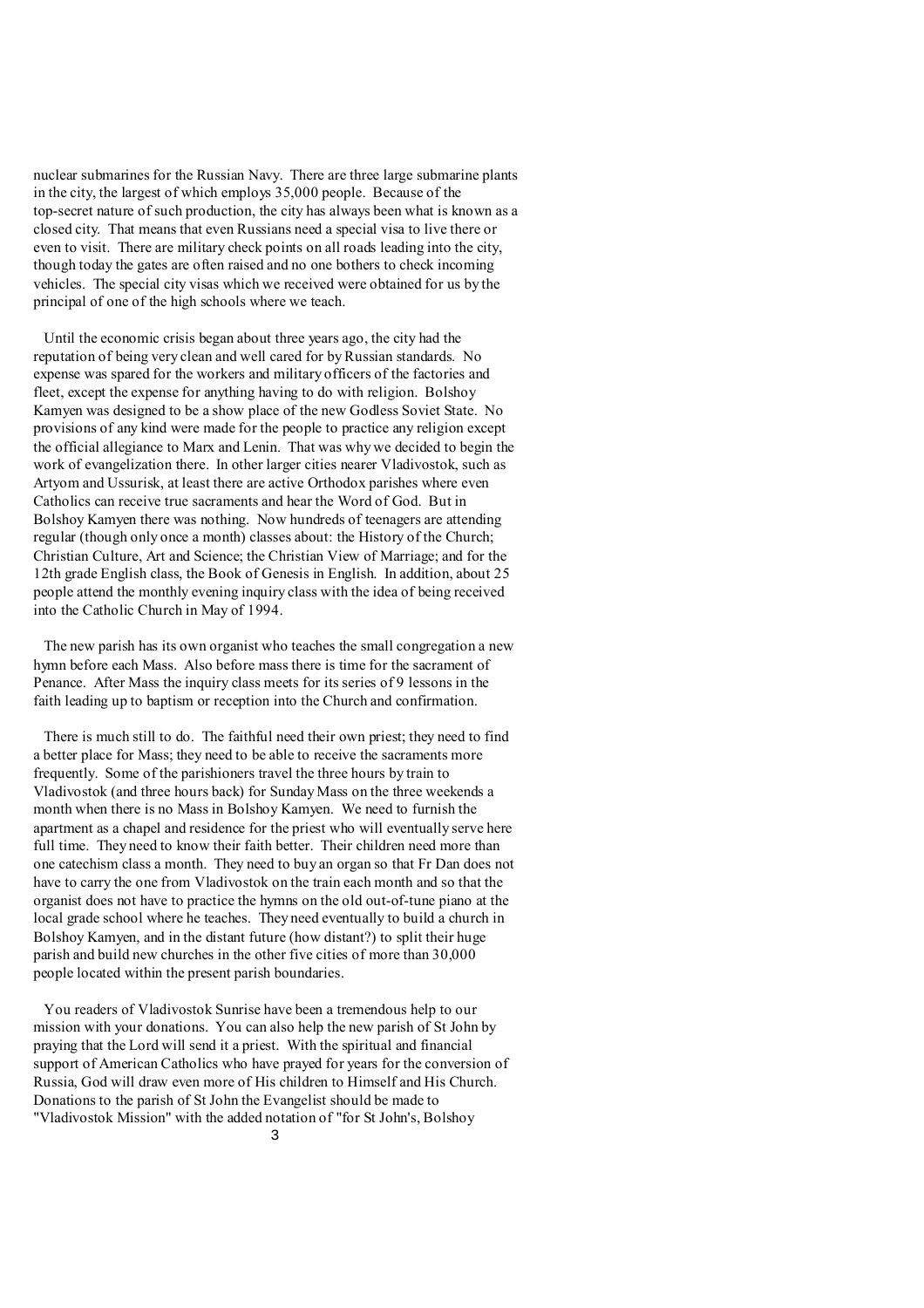nuclear submarines for the Russian Navy. There are three large submarine plants in the city, the largest of which employs 35,000 people. Because of the top-secret nature of such production, the city has always been what is known as a closed city. That means that even Russians need a special visa to live there or even to visit. There are military check points on all roads leading into the city, though today the gates are often raised and no one bothers to check incoming vehicles. The special city visas which we received were obtained for us by the principal of one of the high schools where we teach.

Until the economic crisis began about three years ago, the city had the reputation of being very clean and well cared for by Russian standards. No expense was spared for the workers and military officers of the factories and fleet, except the expense for anything having to do with religion. Bolshoy Kamyen was designed to be a show place of the new Godless Soviet State. No provisions of any kind were made for the people to practice any religion except the official allegiance to Marx and Lenin. That was why we decided to begin the work of evangelization there. In other larger cities nearer Vladivostok, such as Artyom and Ussurisk, at least there are active Orthodox parishes where even Catholics can receive true sacraments and hear the Word of God. But in Bolshoy Kamyen there was nothing. Now hundreds of teenagers are attending regular (though only once a month) classes about: the History of the Church; Christian Culture, Art and Science; the Christian View of Marriage; and for the 12th grade English class, the Book of Genesis in English. In addition, about 25 people attend the monthly evening inquiry class with the idea of being received into the Catholic Church in May of 1994.

The new parish has its own organist who teaches the small congregation a new hymn before each Mass. Also before mass there is time for the sacrament of Penance. After Mass the inquiry class meets for its series of 9 lessons in the faith leading up to baptism or reception into the Church and confirmation.

There is much still to do. The faithful need their own priest; they need to find a better place for Mass; they need to be able to receive the sacraments more frequently. Some of the parishioners travel the three hours by train to Vladivostok (and three hours back) for Sunday Mass on the three weekends a month when there is no Mass in Bolshoy Kamyen. We need to furnish the apartment as a chapel and residence for the priest who will eventually serve here full time. They need to know their faith better. Their children need more than one catechism class a month. They need to buy an organ so that Fr Dan does not have to carry the one from Vladivostok on the train each month and so that the organist does not have to practice the hymns on the old out-of-tune piano at the local grade school where he teaches. They need eventually to build a church in Bolshoy Kamyen, and in the distant future (how distant?) to split their huge parish and build new churches in the other five cities of more than 30,000 people located within the present parish boundaries.

You readers of Vladivostok Sunrise have been a tremendous help to our mission with your donations. You can also help the new parish of St John by praying that the Lord will send it a priest. With the spiritual and financial support of American Catholics who have prayed for years for the conversion of Russia, God will draw even more of His children to Himself and His Church. Donations to the parish of St John the Evangelist should be made to "Vladivostok Mission" with the added notation of "for St John's, Bolshoy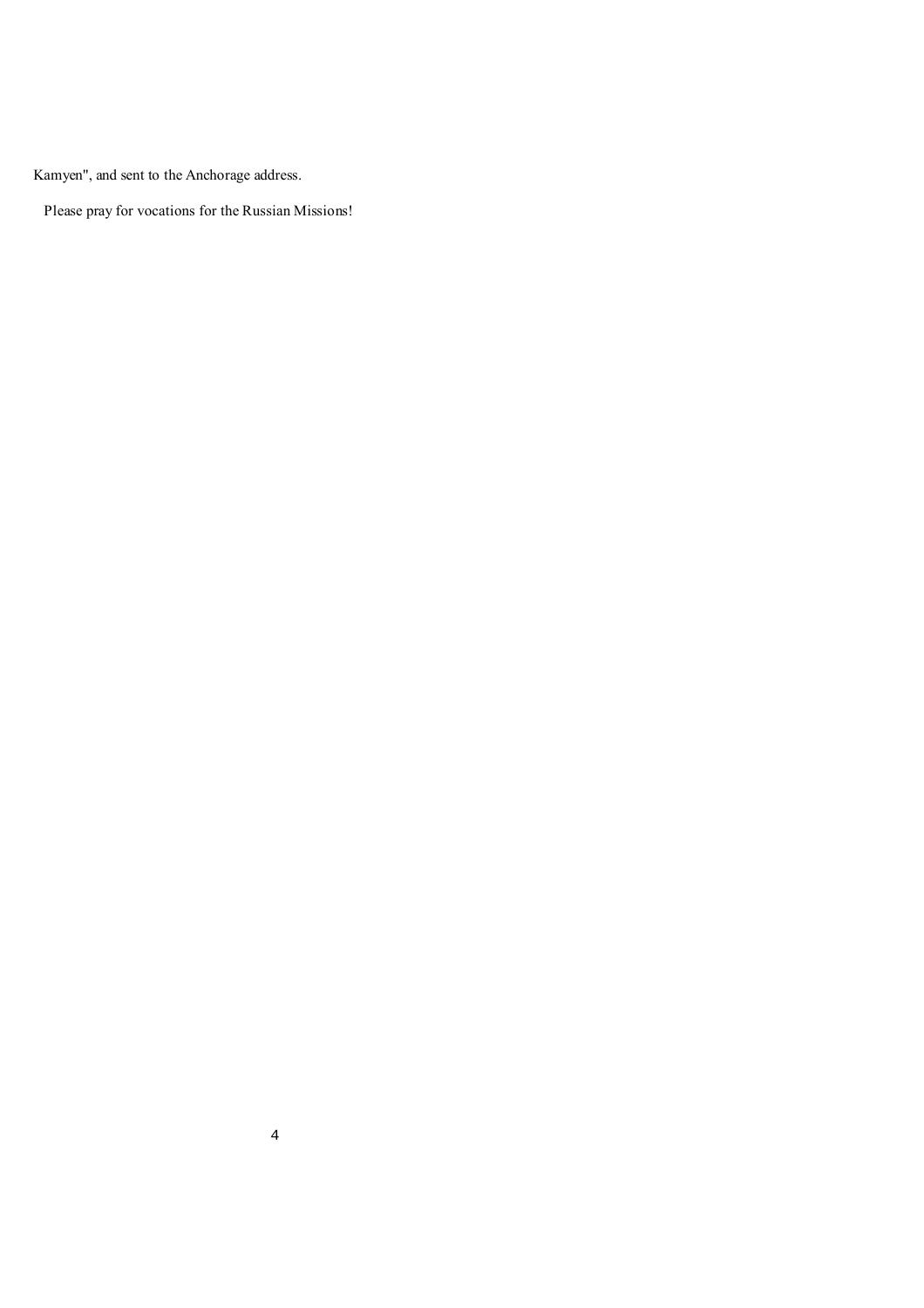Kamyen", and sent to the Anchorage address.

Please pray for vocations for the Russian Missions!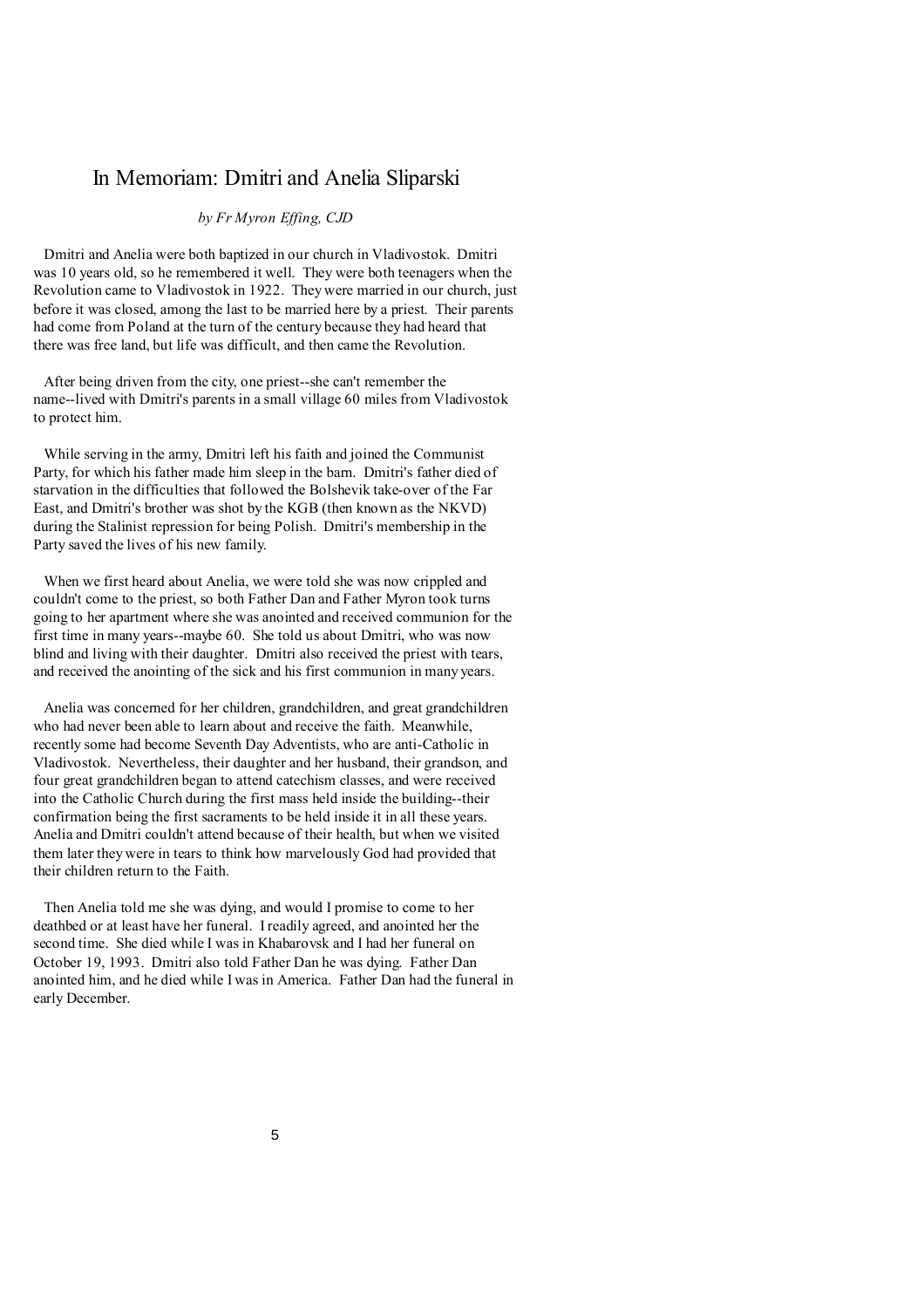# In Memoriam: Dmitri and Anelia Sliparski

*by Fr Myron Effing, CJD*

Dmitri and Anelia were both baptized in our church in Vladivostok. Dmitri was 10 years old, so he remembered it well. They were both teenagers when the Revolution came to Vladivostok in 1922. They were married in our church, just before it was closed, among the last to be married here by a priest. Their parents had come from Poland at the turn of the century because they had heard that there was free land, but life was difficult, and then came the Revolution.

After being driven from the city, one priest--she can't remember the name--lived with Dmitri's parents in a small village 60 miles from Vladivostok to protect him.

While serving in the army, Dmitri left his faith and joined the Communist Party, for which his father made him sleep in the barn. Dmitri's father died of starvation in the difficulties that followed the Bolshevik take-over of the Far East, and Dmitri's brother was shot by the KGB (then known as the NKVD) during the Stalinist repression for being Polish. Dmitri's membership in the Party saved the lives of his new family.

When we first heard about Anelia, we were told she was now crippled and couldn't come to the priest, so both Father Dan and Father Myron took turns going to her apartment where she was anointed and received communion for the first time in many years--maybe 60. She told us about Dmitri, who was now blind and living with their daughter. Dmitri also received the priest with tears, and received the anointing of the sick and his first communion in many years.

Anelia was concerned for her children, grandchildren, and great grandchildren who had never been able to learn about and receive the faith. Meanwhile, recently some had become Seventh Day Adventists, who are anti-Catholic in Vladivostok. Nevertheless, their daughter and her husband, their grandson, and four great grandchildren began to attend catechism classes, and were received into the Catholic Church during the first mass held inside the building--their confirmation being the first sacraments to be held inside it in all these years. Anelia and Dmitri couldn't attend because of their health, but when we visited them later they were in tears to think how marvelously God had provided that their children return to the Faith.

Then Anelia told me she was dying, and would I promise to come to her deathbed or at least have her funeral. I readily agreed, and anointed her the second time. She died while I was in Khabarovsk and I had her funeral on October 19, 1993. Dmitri also told Father Dan he was dying. Father Dan anointed him, and he died while I was in America. Father Dan had the funeral in early December.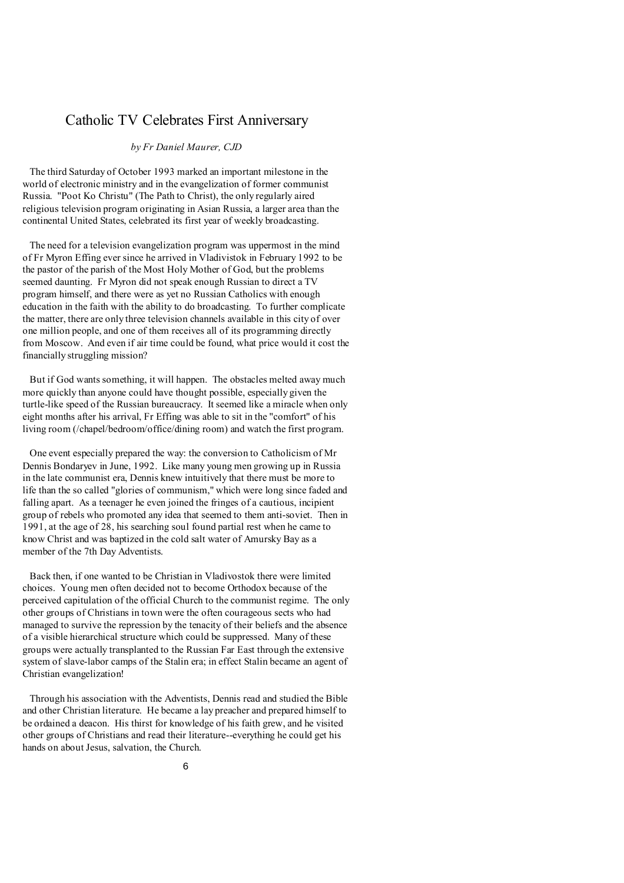# Catholic TV Celebrates First Anniversary

*by Fr Daniel Maurer, CJD*

The third Saturday of October 1993 marked an important milestone in the world of electronic ministry and in the evangelization of former communist Russia. "Poot Ko Christu" (The Path to Christ), the only regularly aired religious television program originating in Asian Russia, a larger area than the continental United States, celebrated its first year of weekly broadcasting.

The need for a television evangelization program was uppermost in the mind of Fr Myron Effing ever since he arrived in Vladivistok in February 1992 to be the pastor of the parish of the Most Holy Mother of God, but the problems seemed daunting. Fr Myron did not speak enough Russian to direct a TV program himself, and there were as yet no Russian Catholics with enough education in the faith with the ability to do broadcasting. To further complicate the matter, there are only three television channels available in this city of over one million people, and one of them receives all of its programming directly from Moscow. And even if air time could be found, what price would it cost the financially struggling mission?

But if God wants something, it will happen. The obstacles melted away much more quickly than anyone could have thought possible, especially given the turtle-like speed of the Russian bureaucracy. It seemed like a miracle when only eight months after his arrival, Fr Effing was able to sit in the "comfort" of his living room (/chapel/bedroom/office/dining room) and watch the first program.

One event especially prepared the way: the conversion to Catholicism of Mr Dennis Bondaryev in June, 1992. Like many young men growing up in Russia in the late communist era, Dennis knew intuitively that there must be more to life than the so called "glories of communism," which were long since faded and falling apart. As a teenager he even joined the fringes of a cautious, incipient group of rebels who promoted any idea that seemed to them anti-soviet. Then in 1991, at the age of 28, his searching soul found partial rest when he came to know Christ and was baptized in the cold salt water of Amursky Bay as a member of the 7th Day Adventists.

Back then, if one wanted to be Christian in Vladivostok there were limited choices. Young men often decided not to become Orthodox because of the perceived capitulation of the official Church to the communist regime. The only other groups of Christians in town were the often courageous sects who had managed to survive the repression by the tenacity of their beliefs and the absence of a visible hierarchical structure which could be suppressed. Many of these groups were actually transplanted to the Russian Far East through the extensive system of slave-labor camps of the Stalin era; in effect Stalin became an agent of Christian evangelization!

Through his association with the Adventists, Dennis read and studied the Bible and other Christian literature. He became a lay preacher and prepared himself to be ordained a deacon. His thirst for knowledge of his faith grew, and he visited other groups of Christians and read their literature--everything he could get his hands on about Jesus, salvation, the Church.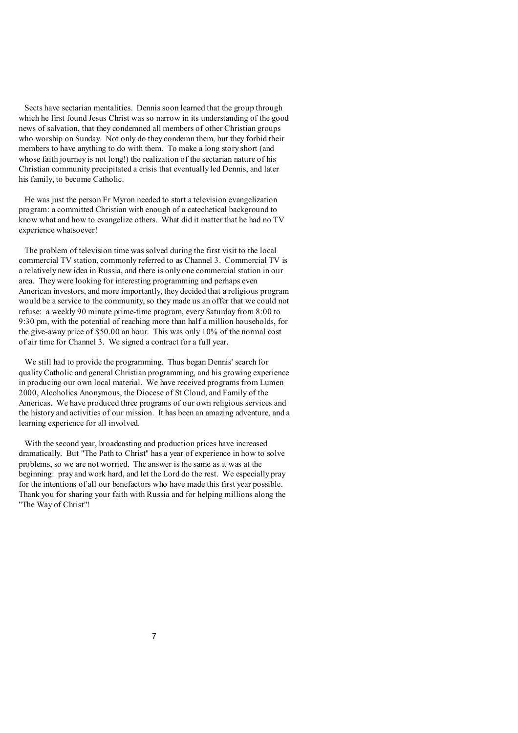Sects have sectarian mentalities. Dennis soon learned that the group through which he first found Jesus Christ was so narrow in its understanding of the good news of salvation, that they condemned all members of other Christian groups who worship on Sunday. Not only do they condemn them, but they forbid their members to have anything to do with them. To make a long story short (and whose faith journey is not long!) the realization of the sectarian nature of his Christian community precipitated a crisis that eventually led Dennis, and later his family, to become Catholic.

He was just the person Fr Myron needed to start a television evangelization program: a committed Christian with enough of a catechetical background to know what and how to evangelize others. What did it matter that he had no TV experience whatsoever!

The problem of television time was solved during the first visit to the local commercial TV station, commonly referred to as Channel 3. Commercial TV is a relatively new idea in Russia, and there is only one commercial station in our area. They were looking for interesting programming and perhaps even American investors, and more importantly, they decided that a religious program would be a service to the community, so they made us an offer that we could not refuse: a weekly 90 minute prime-time program, every Saturday from 8:00 to 9:30 pm, with the potential of reaching more than half a million households, for the give-away price of $50.00 an hour. This was only 10% of the normal cost of air time for Channel 3. We signed a contract for a full year.

We still had to provide the programming. Thus began Dennis' search for quality Catholic and general Christian programming, and his growing experience in producing our own local material. We have received programs from Lumen 2000, Alcoholics Anonymous, the Diocese of St Cloud, and Family of the Americas. We have produced three programs of our own religious services and the history and activities of our mission. It has been an amazing adventure, and a learning experience for all involved.

With the second year, broadcasting and production prices have increased dramatically. But "The Path to Christ" has a year of experience in how to solve problems, so we are not worried. The answer is the same as it was at the beginning: pray and work hard, and let the Lord do the rest. We especially pray for the intentions of all our benefactors who have made this first year possible. Thank you for sharing your faith with Russia and for helping millions along the "The Way of Christ"!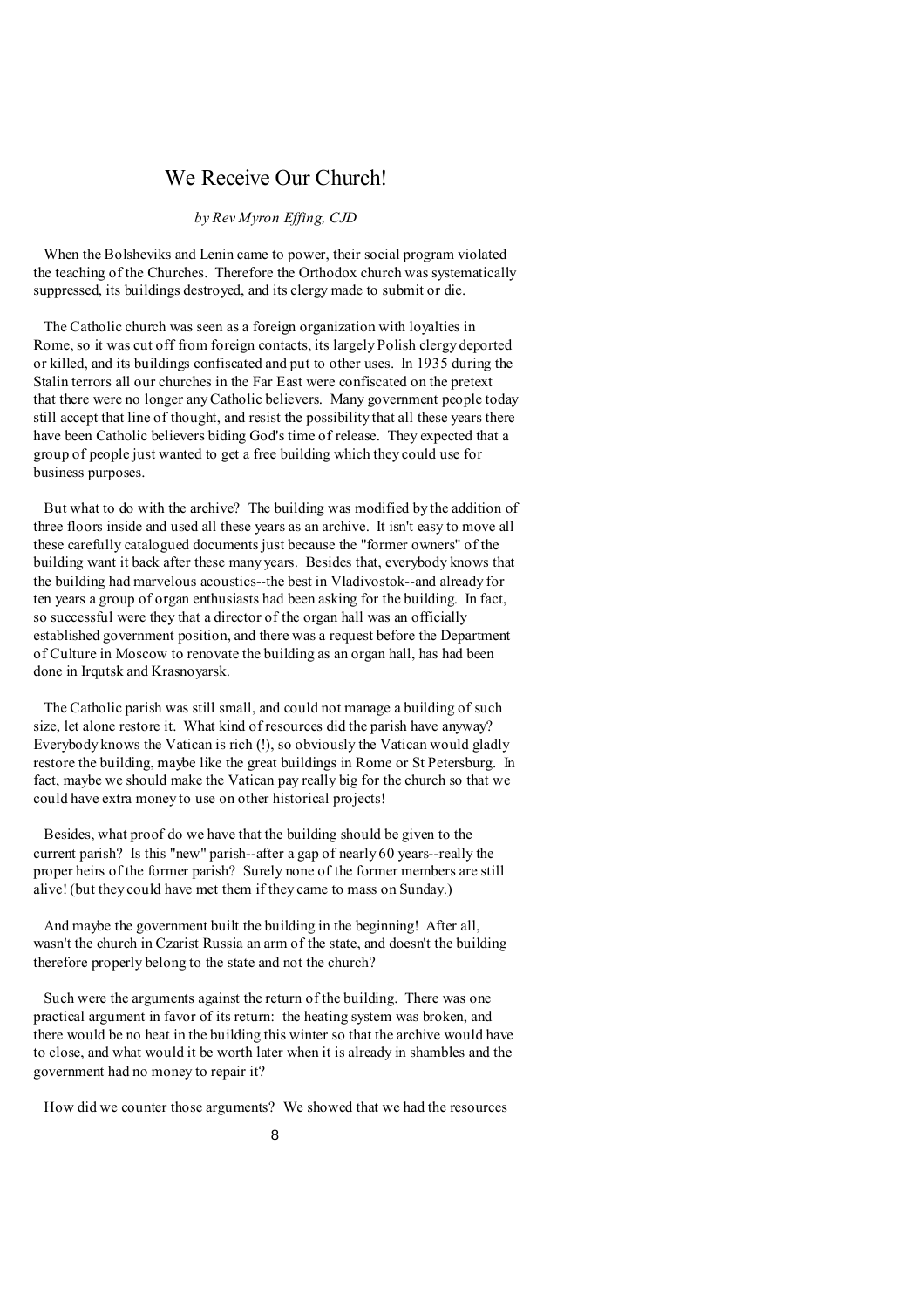# We Receive Our Church!

*by Rev Myron Effing, CJD*

When the Bolsheviks and Lenin came to power, their social program violated the teaching of the Churches. Therefore the Orthodox church was systematically suppressed, its buildings destroyed, and its clergy made to submit or die.

The Catholic church was seen as a foreign organization with loyalties in Rome, so it was cut off from foreign contacts, its largely Polish clergy deported or killed, and its buildings confiscated and put to other uses. In 1935 during the Stalin terrors all our churches in the Far East were confiscated on the pretext that there were no longer any Catholic believers. Many government people today still accept that line of thought, and resist the possibility that all these years there have been Catholic believers biding God's time of release. They expected that a group of people just wanted to get a free building which they could use for business purposes.

But what to do with the archive? The building was modified by the addition of three floors inside and used all these years as an archive. It isn't easy to move all these carefully catalogued documents just because the "former owners" of the building want it back after these many years. Besides that, everybody knows that the building had marvelous acoustics--the best in Vladivostok--and already for ten years a group of organ enthusiasts had been asking for the building. In fact, so successful were they that a director of the organ hall was an officially established government position, and there was a request before the Department of Culture in Moscow to renovate the building as an organ hall, has had been done in Irqutsk and Krasnoyarsk.

The Catholic parish was still small, and could not manage a building of such size, let alone restore it. What kind of resources did the parish have anyway? Everybody knows the Vatican is rich (!), so obviously the Vatican would gladly restore the building, maybe like the great buildings in Rome or St Petersburg. In fact, maybe we should make the Vatican pay really big for the church so that we could have extra money to use on other historical projects!

Besides, what proof do we have that the building should be given to the current parish? Is this "new" parish--after a gap of nearly 60 years--really the proper heirs of the former parish? Surely none of the former members are still alive! (but they could have met them if they came to mass on Sunday.)

And maybe the government built the building in the beginning! After all, wasn't the church in Czarist Russia an arm of the state, and doesn't the building therefore properly belong to the state and not the church?

Such were the arguments against the return of the building. There was one practical argument in favor of its return: the heating system was broken, and there would be no heat in the building this winter so that the archive would have to close, and what would it be worth later when it is already in shambles and the government had no money to repair it?

How did we counter those arguments? We showed that we had the resources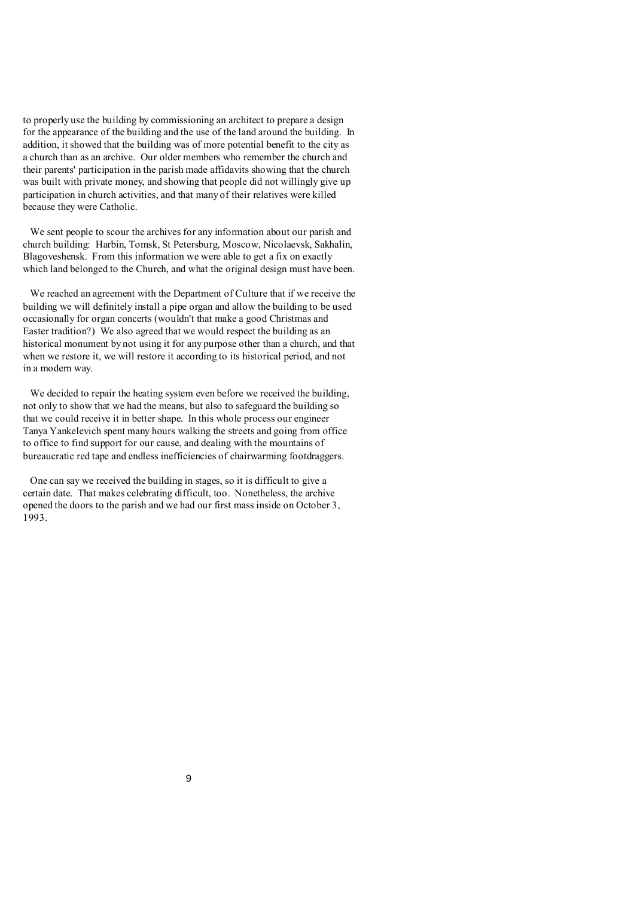to properly use the building by commissioning an architect to prepare a design for the appearance of the building and the use of the land around the building. In addition, it showed that the building was of more potential benefit to the city as a church than as an archive. Our older members who remember the church and their parents' participation in the parish made affidavits showing that the church was built with private money, and showing that people did not willingly give up participation in church activities, and that many of their relatives were killed because they were Catholic.

We sent people to scour the archives for any information about our parish and church building: Harbin, Tomsk, St Petersburg, Moscow, Nicolaevsk, Sakhalin, Blagoveshensk. From this information we were able to get a fix on exactly which land belonged to the Church, and what the original design must have been.

We reached an agreement with the Department of Culture that if we receive the building we will definitely install a pipe organ and allow the building to be used occasionally for organ concerts (wouldn't that make a good Christmas and Easter tradition?) We also agreed that we would respect the building as an historical monument by not using it for any purpose other than a church, and that when we restore it, we will restore it according to its historical period, and not in a modern way.

We decided to repair the heating system even before we received the building, not only to show that we had the means, but also to safeguard the building so that we could receive it in better shape. In this whole process our engineer Tanya Yankelevich spent many hours walking the streets and going from office to office to find support for our cause, and dealing with the mountains of bureaucratic red tape and endless inefficiencies of chairwarming footdraggers.

One can say we received the building in stages, so it is difficult to give a certain date. That makes celebrating difficult, too. Nonetheless, the archive opened the doors to the parish and we had our first mass inside on October 3, 1993.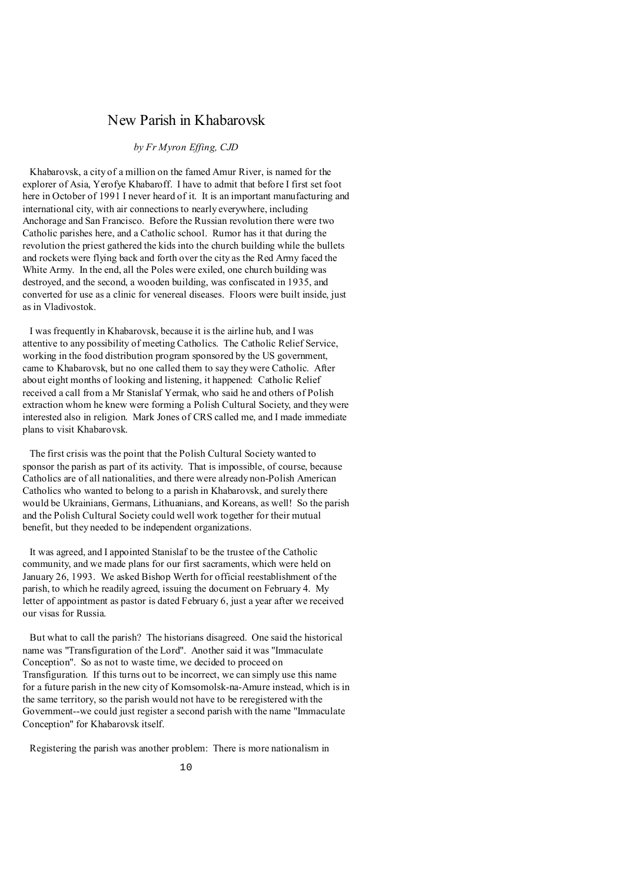# New Parish in Khabarovsk

*by Fr Myron Effing, CJD*

Khabarovsk, a city of a million on the famed Amur River, is named for the explorer of Asia, Yerofye Khabaroff. I have to admit that before I first set foot here in October of 1991 I never heard of it. It is an important manufacturing and international city, with air connections to nearly everywhere, including Anchorage and San Francisco. Before the Russian revolution there were two Catholic parishes here, and a Catholic school. Rumor has it that during the revolution the priest gathered the kids into the church building while the bullets and rockets were flying back and forth over the city as the Red Army faced the White Army. In the end, all the Poles were exiled, one church building was destroyed, and the second, a wooden building, was confiscated in 1935, and converted for use as a clinic for venereal diseases. Floors were built inside, just as in Vladivostok.

I was frequently in Khabarovsk, because it is the airline hub, and I was attentive to any possibility of meeting Catholics. The Catholic Relief Service, working in the food distribution program sponsored by the US government, came to Khabarovsk, but no one called them to say they were Catholic. After about eight months of looking and listening, it happened: Catholic Relief received a call from a Mr Stanislaf Yermak, who said he and others of Polish extraction whom he knew were forming a Polish Cultural Society, and they were interested also in religion. Mark Jones of CRS called me, and I made immediate plans to visit Khabarovsk.

The first crisis was the point that the Polish Cultural Society wanted to sponsor the parish as part of its activity. That is impossible, of course, because Catholics are of all nationalities, and there were already non-Polish American Catholics who wanted to belong to a parish in Khabarovsk, and surely there would be Ukrainians, Germans, Lithuanians, and Koreans, as well! So the parish and the Polish Cultural Society could well work together for their mutual benefit, but they needed to be independent organizations.

It was agreed, and I appointed Stanislaf to be the trustee of the Catholic community, and we made plans for our first sacraments, which were held on January 26, 1993. We asked Bishop Werth for official reestablishment of the parish, to which he readily agreed, issuing the document on February 4. My letter of appointment as pastor is dated February 6, just a year after we received our visas for Russia.

But what to call the parish? The historians disagreed. One said the historical name was "Transfiguration of the Lord". Another said it was "Immaculate Conception". So as not to waste time, we decided to proceed on Transfiguration. If this turns out to be incorrect, we can simply use this name for a future parish in the new city of Komsomolsk-na-Amure instead, which is in the same territory, so the parish would not have to be reregistered with the Government--we could just register a second parish with the name "Immaculate Conception" for Khabarovsk itself.

Registering the parish was another problem: There is more nationalism in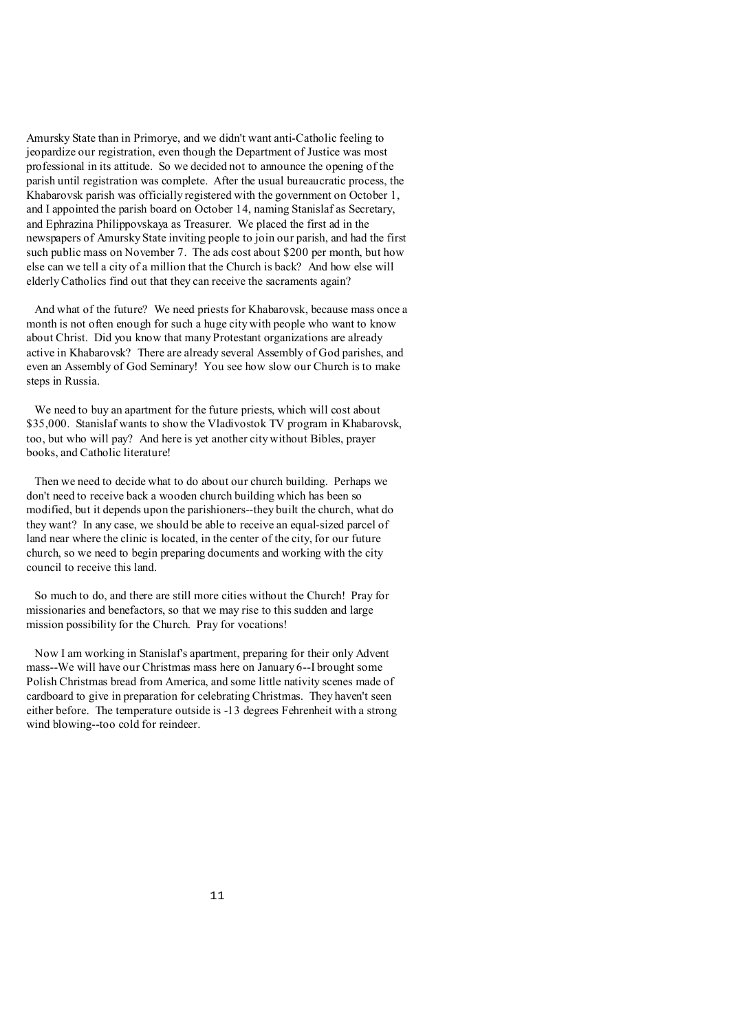Amursky State than in Primorye, and we didn't want anti-Catholic feeling to jeopardize our registration, even though the Department of Justice was most professional in its attitude. So we decided not to announce the opening of the parish until registration was complete. After the usual bureaucratic process, the Khabarovsk parish was officially registered with the government on October 1, and I appointed the parish board on October 14, naming Stanislaf as Secretary, and Ephrazina Philippovskaya as Treasurer. We placed the first ad in the newspapers of Amursky State inviting people to join our parish, and had the first such public mass on November 7. The ads cost about $200 per month, but how else can we tell a city of a million that the Church is back? And how else will elderly Catholics find out that they can receive the sacraments again?

And what of the future? We need priests for Khabarovsk, because mass once a month is not often enough for such a huge city with people who want to know about Christ. Did you know that many Protestant organizations are already active in Khabarovsk? There are already several Assembly of God parishes, and even an Assembly of God Seminary! You see how slow our Church is to make steps in Russia.

We need to buy an apartment for the future priests, which will cost about $35,000. Stanislaf wants to show the Vladivostok TV program in Khabarovsk, too, but who will pay? And here is yet another city without Bibles, prayer books, and Catholic literature!

Then we need to decide what to do about our church building. Perhaps we don't need to receive back a wooden church building which has been so modified, but it depends upon the parishioners--they built the church, what do they want? In any case, we should be able to receive an equal-sized parcel of land near where the clinic is located, in the center of the city, for our future church, so we need to begin preparing documents and working with the city council to receive this land.

So much to do, and there are still more cities without the Church! Pray for missionaries and benefactors, so that we may rise to this sudden and large mission possibility for the Church. Pray for vocations!

Now I am working in Stanislaf's apartment, preparing for their only Advent mass--We will have our Christmas mass here on January 6--I brought some Polish Christmas bread from America, and some little nativity scenes made of cardboard to give in preparation for celebrating Christmas. They haven't seen either before. The temperature outside is -13 degrees Fehrenheit with a strong wind blowing--too cold for reindeer.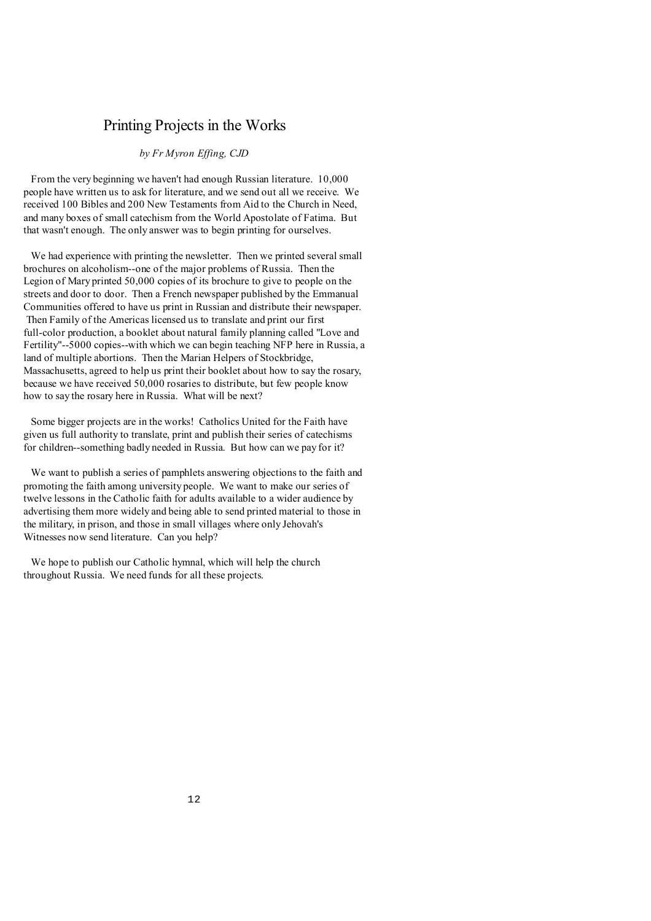# Printing Projects in the Works

*by Fr Myron Effing, CJD*

From the very beginning we haven't had enough Russian literature. 10,000 people have written us to ask for literature, and we send out all we receive. We received 100 Bibles and 200 New Testaments from Aid to the Church in Need, and many boxes of small catechism from the World Apostolate of Fatima. But that wasn't enough. The only answer was to begin printing for ourselves.

We had experience with printing the newsletter. Then we printed several small brochures on alcoholism--one of the major problems of Russia. Then the Legion of Mary printed 50,000 copies of its brochure to give to people on the streets and door to door. Then a French newspaper published by the Emmanual Communities offered to have us print in Russian and distribute their newspaper. Then Family of the Americas licensed us to translate and print our first full-color production, a booklet about natural family planning called "Love and Fertility"--5000 copies--with which we can begin teaching NFP here in Russia, a land of multiple abortions. Then the Marian Helpers of Stockbridge, Massachusetts, agreed to help us print their booklet about how to say the rosary, because we have received 50,000 rosaries to distribute, but few people know how to say the rosary here in Russia. What will be next?

Some bigger projects are in the works! Catholics United for the Faith have given us full authority to translate, print and publish their series of catechisms for children--something badly needed in Russia. But how can we pay for it?

We want to publish a series of pamphlets answering objections to the faith and promoting the faith among university people. We want to make our series of twelve lessons in the Catholic faith for adults available to a wider audience by advertising them more widely and being able to send printed material to those in the military, in prison, and those in small villages where only Jehovah's Witnesses now send literature. Can you help?

We hope to publish our Catholic hymnal, which will help the church throughout Russia. We need funds for all these projects.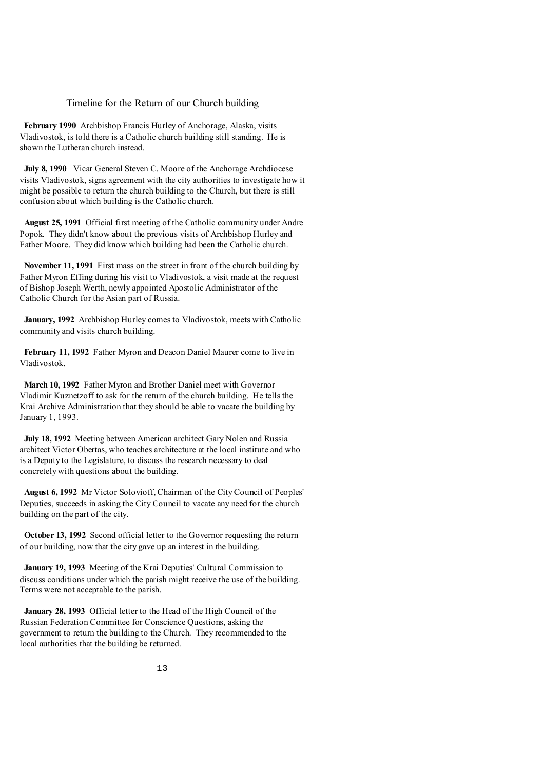# Timeline for the Return of our Church building

**February 1990** Archbishop Francis Hurley of Anchorage, Alaska, visits Vladivostok, is told there is a Catholic church building still standing. He is shown the Lutheran church instead.

**July 8, 1990** Vicar General Steven C. Moore of the Anchorage Archdiocese visits Vladivostok, signs agreement with the city authorities to investigate how it might be possible to return the church building to the Church, but there is still confusion about which building is the Catholic church.

**August 25, 1991** Official first meeting of the Catholic community under Andre Popok. They didn't know about the previous visits of Archbishop Hurley and Father Moore. They did know which building had been the Catholic church.

**November 11, 1991** First mass on the street in front of the church building by Father Myron Effing during his visit to Vladivostok, a visit made at the request of Bishop Joseph Werth, newly appointed Apostolic Administrator of the Catholic Church for the Asian part of Russia.

**January, 1992** Archbishop Hurley comes to Vladivostok, meets with Catholic community and visits church building.

**February 11, 1992** Father Myron and Deacon Daniel Maurer come to live in Vladivostok.

**March 10, 1992** Father Myron and Brother Daniel meet with Governor Vladimir Kuznetzoff to ask for the return of the church building. He tells the Krai Archive Administration that they should be able to vacate the building by January 1, 1993.

**July 18, 1992** Meeting between American architect Gary Nolen and Russia architect Victor Obertas, who teaches architecture at the local institute and who is a Deputy to the Legislature, to discuss the research necessary to deal concretely with questions about the building.

**August 6, 1992** Mr Victor Solovioff, Chairman of the City Council of Peoples' Deputies, succeeds in asking the City Council to vacate any need for the church building on the part of the city.

**October 13, 1992** Second official letter to the Governor requesting the return of our building, now that the city gave up an interest in the building.

**January 19, 1993** Meeting of the Krai Deputies' Cultural Commission to discuss conditions under which the parish might receive the use of the building. Terms were not acceptable to the parish.

**January 28, 1993** Official letter to the Head of the High Council of the Russian Federation Committee for Conscience Questions, asking the government to return the building to the Church. They recommended to the local authorities that the building be returned.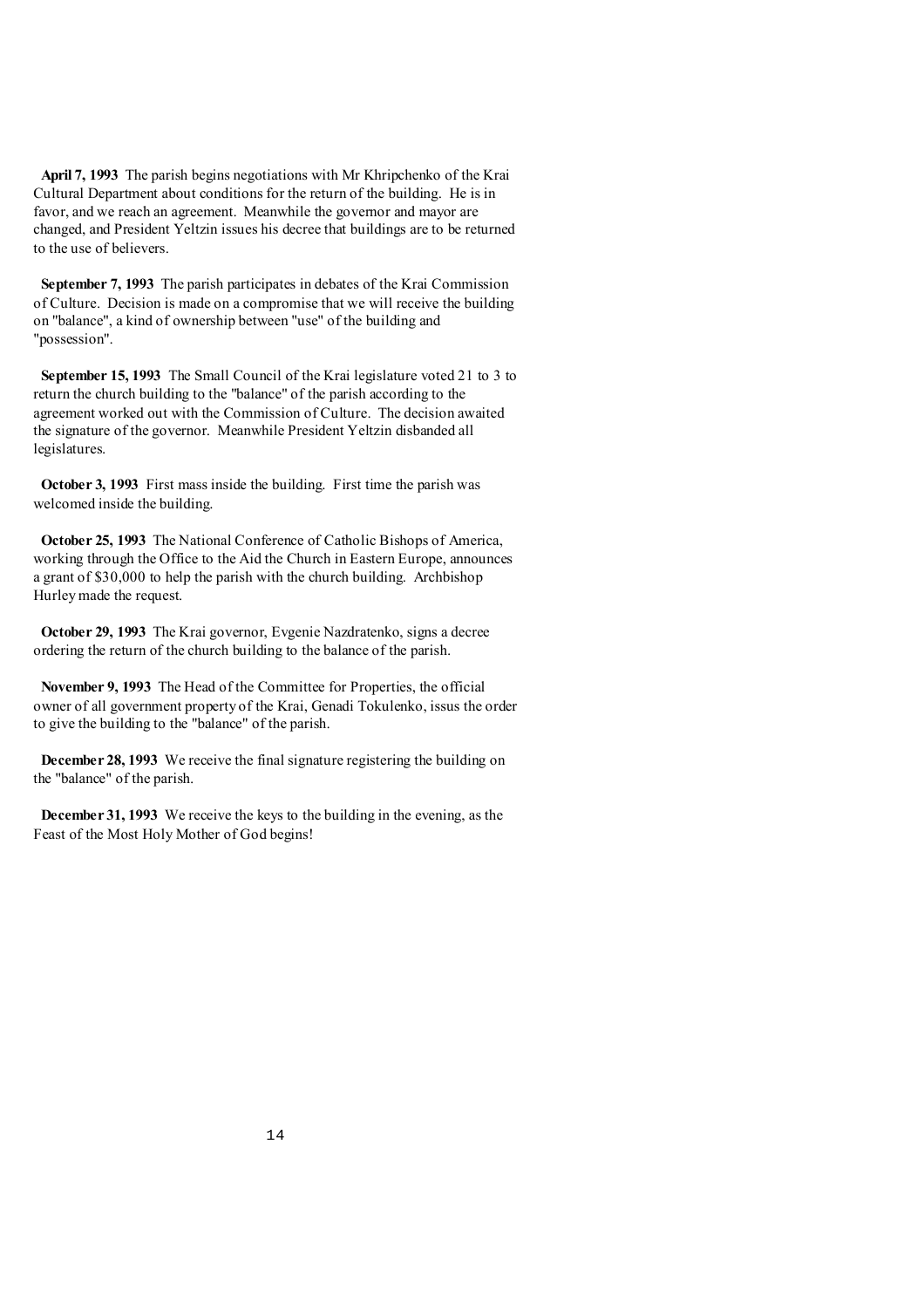**April 7, 1993** The parish begins negotiations with Mr Khripchenko of the Krai Cultural Department about conditions for the return of the building. He is in favor, and we reach an agreement. Meanwhile the governor and mayor are changed, and President Yeltzin issues his decree that buildings are to be returned to the use of believers.

**September 7, 1993** The parish participates in debates of the Krai Commission of Culture. Decision is made on a compromise that we will receive the building on "balance", a kind of ownership between "use" of the building and "possession".

**September 15, 1993** The Small Council of the Krai legislature voted 21 to 3 to return the church building to the "balance" of the parish according to the agreement worked out with the Commission of Culture. The decision awaited the signature of the governor. Meanwhile President Yeltzin disbanded all legislatures.

**October 3, 1993** First mass inside the building. First time the parish was welcomed inside the building.

**October 25, 1993** The National Conference of Catholic Bishops of America, working through the Office to the Aid the Church in Eastern Europe, announces a grant of $30,000 to help the parish with the church building. Archbishop Hurley made the request.

**October 29, 1993** The Krai governor, Evgenie Nazdratenko, signs a decree ordering the return of the church building to the balance of the parish.

**November 9, 1993** The Head of the Committee for Properties, the official owner of all government property of the Krai, Genadi Tokulenko, issus the order to give the building to the "balance" of the parish.

**December 28, 1993** We receive the final signature registering the building on the "balance" of the parish.

**December 31, 1993** We receive the keys to the building in the evening, as the Feast of the Most Holy Mother of God begins!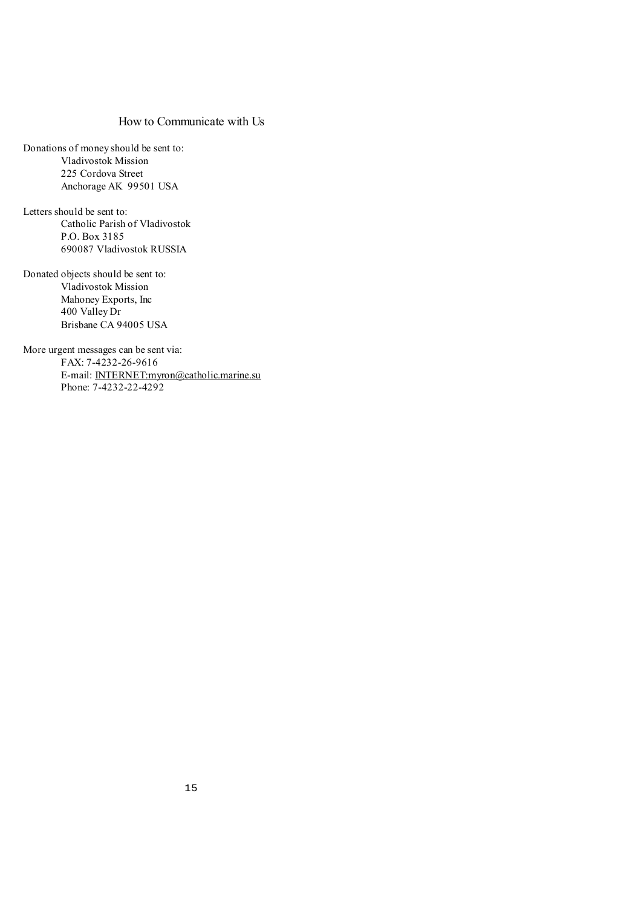## How to Communicate with Us

Donations of money should be sent to:

Vladivostok Mission
225 Cordova Street
Anchorage AK 99501 USA

Letters should be sent to:

Catholic Parish of Vladivostok
P.O. Box 3185
690087 Vladivostok RUSSIA

Donated objects should be sent to:

Vladivostok Mission
Mahoney Exports, Inc
400 Valley Dr
Brisbane CA 94005 USA

More urgent messages can be sent via:

FAX: 7-4232-26-9616
E-mail: INTERNET:myron@catholic.marine.su
Phone: 7-4232-22-4292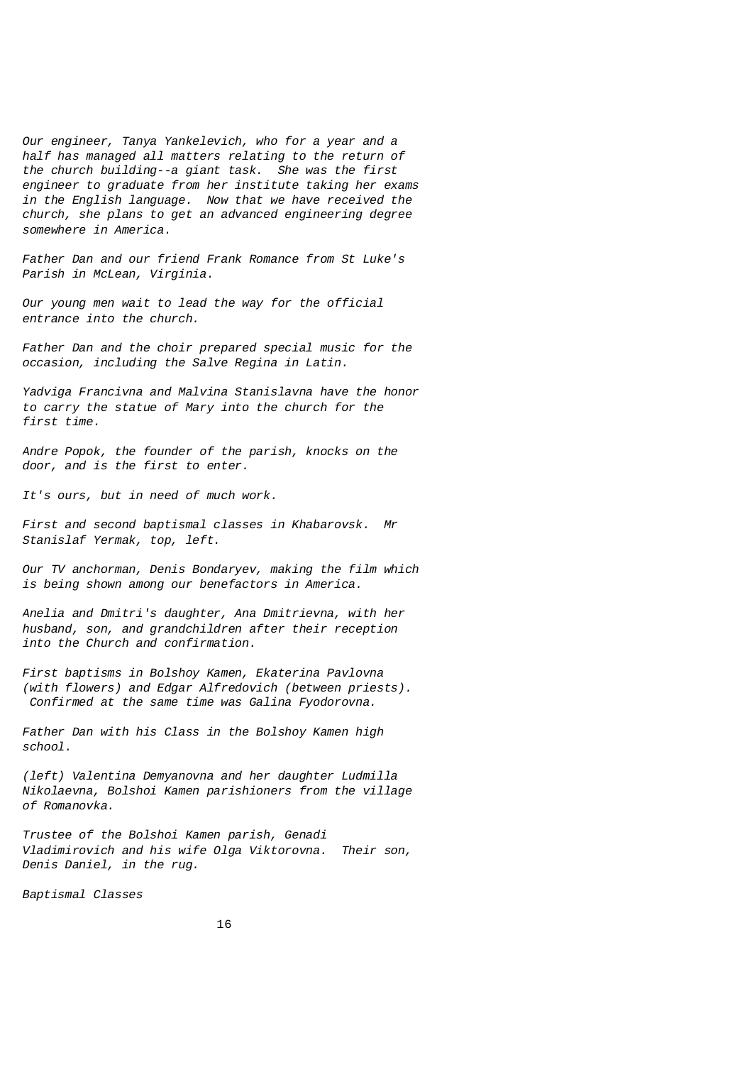*Our engineer, Tanya Yankelevich, who for a year and a half has managed all matters relating to the return of the church building--a giant task. She was the first engineer to graduate from her institute taking her exams in the English language. Now that we have received the church, she plans to get an advanced engineering degree somewhere in America.*

*Father Dan and our friend Frank Romance from St Luke's Parish in McLean, Virginia.*

*Our young men wait to lead the way for the official entrance into the church.*

*Father Dan and the choir prepared special music for the occasion, including the Salve Regina in Latin.*

*Yadviga Francivna and Malvina Stanislavna have the honor to carry the statue of Mary into the church for the first time.*

*Andre Popok, the founder of the parish, knocks on the door, and is the first to enter.*

*It's ours, but in need of much work.*

*First and second baptismal classes in Khabarovsk. Mr Stanislaf Yermak, top, left.*

*Our TV anchorman, Denis Bondaryev, making the film which is being shown among our benefactors in America.*

*Anelia and Dmitri's daughter, Ana Dmitrievna, with her husband, son, and grandchildren after their reception into the Church and confirmation.*

*First baptisms in Bolshoy Kamen, Ekaterina Pavlovna (with flowers) and Edgar Alfredovich (between priests). Confirmed at the same time was Galina Fyodorovna.*

*Father Dan with his Class in the Bolshoy Kamen high school.*

*(left) Valentina Demyanovna and her daughter Ludmilla Nikolaevna, Bolshoi Kamen parishioners from the village of Romanovka.*

*Trustee of the Bolshoi Kamen parish, Genadi Vladimirovich and his wife Olga Viktorovna. Their son, Denis Daniel, in the rug.*

*Baptismal Classes*